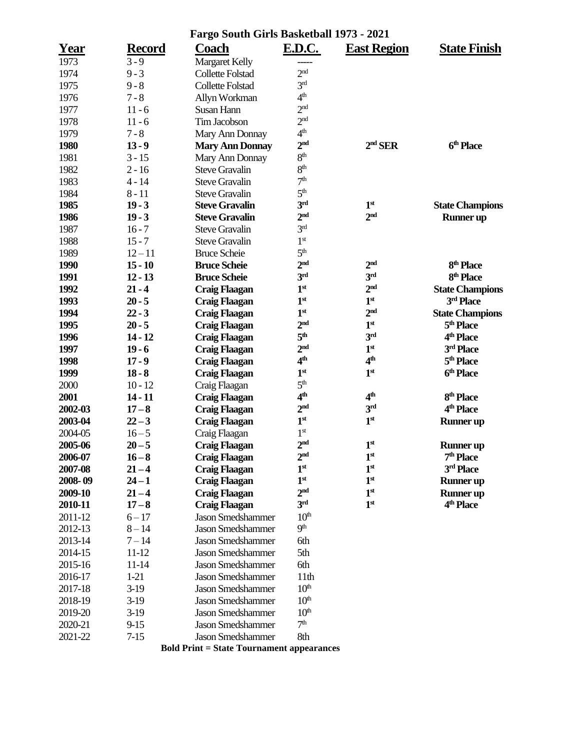# Fargo South Girls Basketball 1973 - 2021

| Year | Record | Coach | E.D.C. | East Region | State Finish |
|---|---|---|---|---|---|
| 1973 | 3 - 9 | Margaret Kelly | ----- | | |
| 1974 | 9 - 3 | Collette Folstad | 2nd | | |
| 1975 | 9 - 8 | Collette Folstad | 3rd | | |
| 1976 | 7 - 8 | Allyn Workman | 4th | | |
| 1977 | 11 - 6 | Susan Hann | 2nd | | |
| 1978 | 11 - 6 | Tim Jacobson | 2nd | | |
| 1979 | 7 - 8 | Mary Ann Donnay | 4th | | |
| **1980** | **13 - 9** | **Mary Ann Donnay** | **2nd** | **2nd SER** | **6th Place** |
| 1981 | 3 - 15 | Mary Ann Donnay | 8th | | |
| 1982 | 2 - 16 | Steve Gravalin | 8th | | |
| 1983 | 4 - 14 | Steve Gravalin | 7th | | |
| 1984 | 8 - 11 | Steve Gravalin | 5th | | |
| **1985** | **19 - 3** | **Steve Gravalin** | **3rd** | **1st** | **State Champions** |
| **1986** | **19 - 3** | **Steve Gravalin** | **2nd** | **2nd** | **Runner up** |
| 1987 | 16 - 7 | Steve Gravalin | 3rd | | |
| 1988 | 15 - 7 | Steve Gravalin | 1st | | |
| 1989 | 12 – 11 | Bruce Scheie | 5th | | |
| **1990** | **15 - 10** | **Bruce Scheie** | **2nd** | **2nd** | **8th Place** |
| **1991** | **12 - 13** | **Bruce Scheie** | **3rd** | **3rd** | **8th Place** |
| **1992** | **21 - 4** | **Craig Flaagan** | **1st** | **2nd** | **State Champions** |
| **1993** | **20 - 5** | **Craig Flaagan** | **1st** | **1st** | **3rd Place** |
| **1994** | **22 - 3** | **Craig Flaagan** | **1st** | **2nd** | **State Champions** |
| **1995** | **20 - 5** | **Craig Flaagan** | **2nd** | **1st** | **5th Place** |
| **1996** | **14 - 12** | **Craig Flaagan** | **5th** | **3rd** | **4th Place** |
| **1997** | **19 - 6** | **Craig Flaagan** | **2nd** | **1st** | **3rd Place** |
| **1998** | **17 - 9** | **Craig Flaagan** | **4th** | **4th** | **5th Place** |
| **1999** | **18 - 8** | **Craig Flaagan** | **1st** | **1st** | **6th Place** |
| 2000 | 10 - 12 | Craig Flaagan | 5th | | |
| **2001** | **14 - 11** | **Craig Flaagan** | **4th** | **4th** | **8th Place** |
| **2002-03** | **17 – 8** | **Craig Flaagan** | **2nd** | **3rd** | **4th Place** |
| **2003-04** | **22 – 3** | **Craig Flaagan** | **1st** | **1st** | **Runner up** |
| 2004-05 | 16 – 5 | Craig Flaagan | 1st | | |
| **2005-06** | **20 – 5** | **Craig Flaagan** | **2nd** | **1st** | **Runner up** |
| **2006-07** | **16 – 8** | **Craig Flaagan** | **2nd** | **1st** | **7th Place** |
| **2007-08** | **21 – 4** | **Craig Flaagan** | **1st** | **1st** | **3rd Place** |
| **2008- 09** | **24 – 1** | **Craig Flaagan** | **1st** | **1st** | **Runner up** |
| **2009-10** | **21 – 4** | **Craig Flaagan** | **2nd** | **1st** | **Runner up** |
| **2010-11** | **17 – 8** | **Craig Flaagan** | **3rd** | **1st** | **4th Place** |
| 2011-12 | 6 – 17 | Jason Smedshammer | 10th | | |
| 2012-13 | 8 – 14 | Jason Smedshammer | 9th | | |
| 2013-14 | 7 – 14 | Jason Smedshammer | 6th | | |
| 2014-15 | 11-12 | Jason Smedshammer | 5th | | |
| 2015-16 | 11-14 | Jason Smedshammer | 6th | | |
| 2016-17 | 1-21 | Jason Smedshammer | 11th | | |
| 2017-18 | 3-19 | Jason Smedshammer | 10th | | |
| 2018-19 | 3-19 | Jason Smedshammer | 10th | | |
| 2019-20 | 3-19 | Jason Smedshammer | 10th | | |
| 2020-21 | 9-15 | Jason Smedshammer | 7th | | |
| 2021-22 | 7-15 | Jason Smedshammer | 8th | | |

**Bold Print = State Tournament appearances**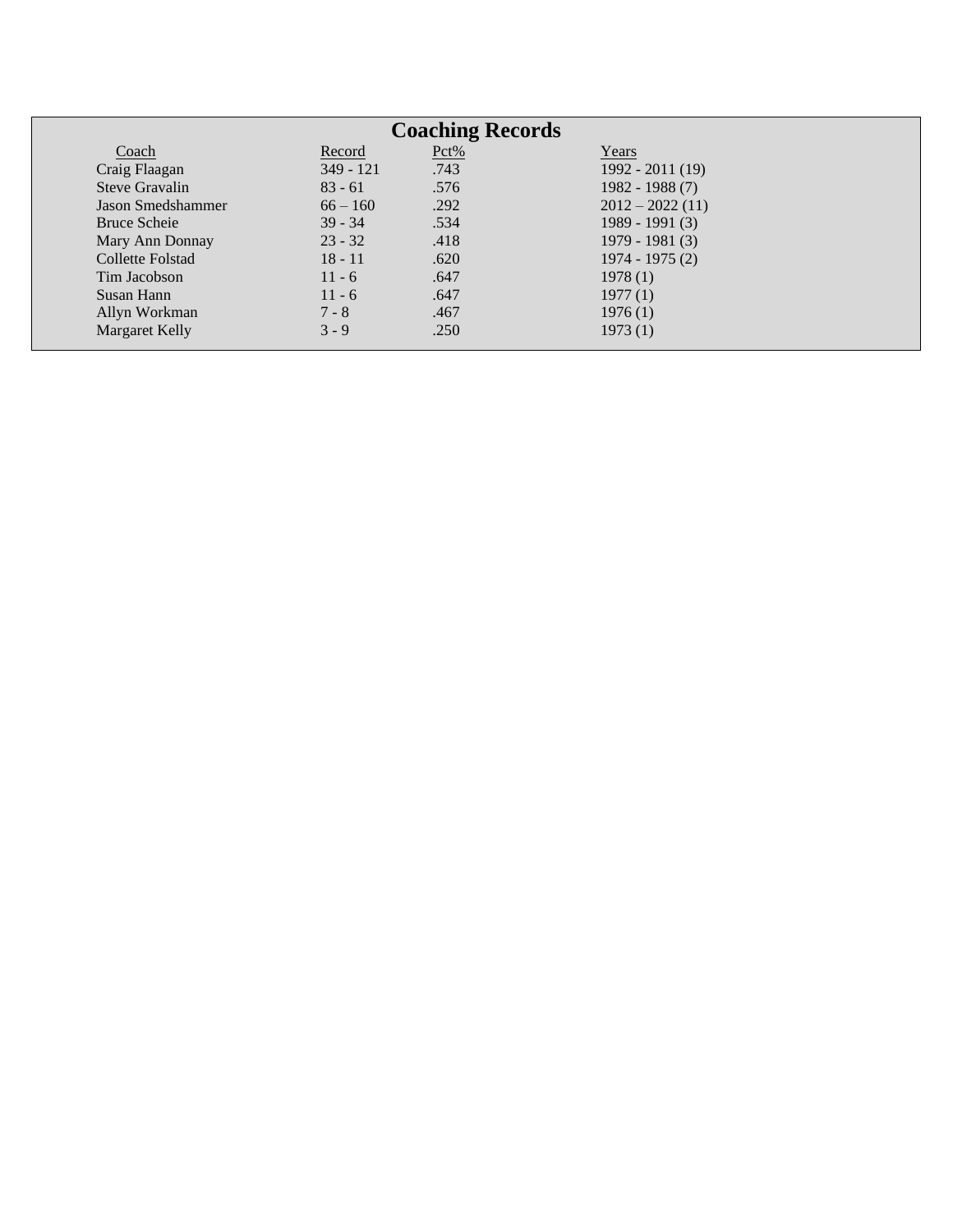## Coaching Records

| Coach | Record | Pct% | Years |
|---|---|---|---|
| Craig Flaagan | 349 - 121 | .743 | 1992 - 2011 (19) |
| Steve Gravalin | 83 - 61 | .576 | 1982 - 1988 (7) |
| Jason Smedshammer | 66 – 160 | .292 | 2012 – 2022 (11) |
| Bruce Scheie | 39 - 34 | .534 | 1989 - 1991 (3) |
| Mary Ann Donnay | 23 - 32 | .418 | 1979 - 1981 (3) |
| Collette Folstad | 18 - 11 | .620 | 1974 - 1975 (2) |
| Tim Jacobson | 11 - 6 | .647 | 1978 (1) |
| Susan Hann | 11 - 6 | .647 | 1977 (1) |
| Allyn Workman | 7 - 8 | .467 | 1976 (1) |
| Margaret Kelly | 3 - 9 | .250 | 1973 (1) |